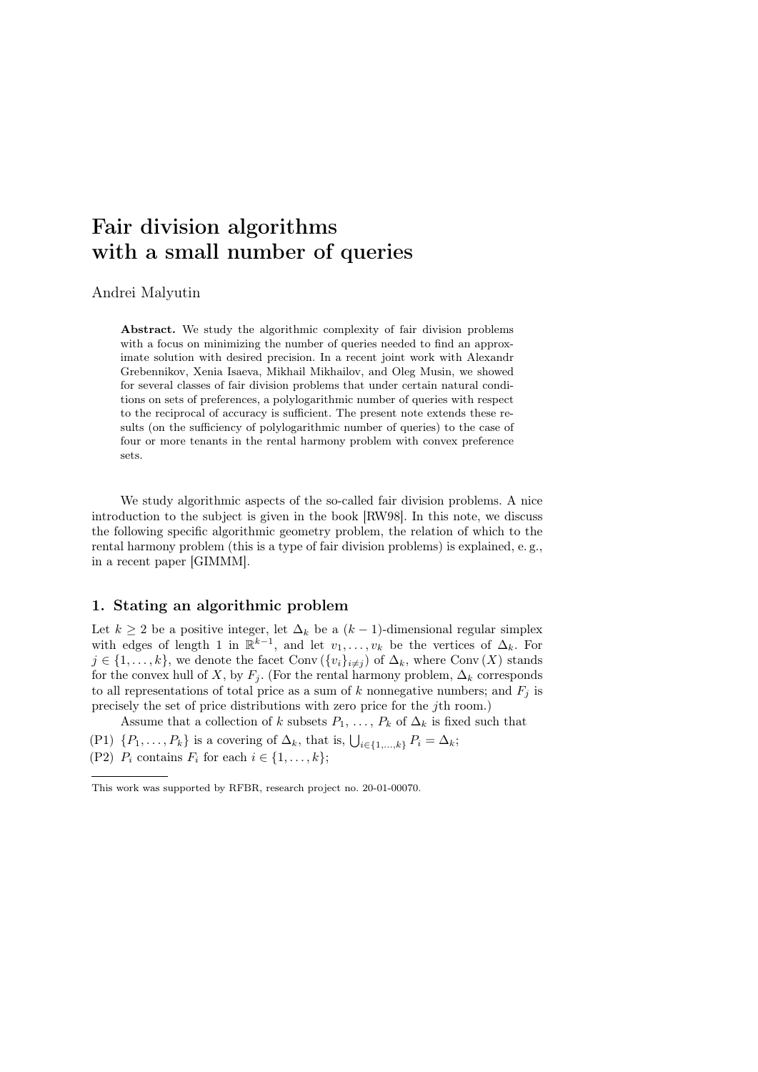# Fair division algorithms with a small number of queries

Andrei Malyutin

**Abstract.** We study the algorithmic complexity of fair division problems with a focus on minimizing the number of queries needed to find an approximate solution with desired precision. In a recent joint work with Alexandr Grebennikov, Xenia Isaeva, Mikhail Mikhailov, and Oleg Musin, we showed for several classes of fair division problems that under certain natural conditions on sets of preferences, a polylogarithmic number of queries with respect to the reciprocal of accuracy is sufficient. The present note extends these results (on the sufficiency of polylogarithmic number of queries) to the case of four or more tenants in the rental harmony problem with convex preference sets.

We study algorithmic aspects of the so-called fair division problems. A nice introduction to the subject is given in the book [RW98]. In this note, we discuss the following specific algorithmic geometry problem, the relation of which to the rental harmony problem (this is a type of fair division problems) is explained, e. g., in a recent paper [GIMMM].

## 1. Stating an algorithmic problem

Let $k \geq 2$ be a positive integer, let $\Delta_k$ be a $(k-1)$-dimensional regular simplex with edges of length 1 in $\mathbb{R}^{k-1}$, and let $v_1, \ldots, v_k$ be the vertices of $\Delta_k$. For $j \in \{1, \ldots, k\}$, we denote the facet $\mathrm{Conv}(\{v_i\}_{i \neq j})$ of $\Delta_k$, where $\mathrm{Conv}(X)$ stands for the convex hull of $X$, by $F_j$. (For the rental harmony problem, $\Delta_k$ corresponds to all representations of total price as a sum of $k$ nonnegative numbers; and $F_j$ is precisely the set of price distributions with zero price for the $j$th room.)

Assume that a collection of $k$ subsets $P_1, \ldots, P_k$ of $\Delta_k$ is fixed such that

(P1) $\{P_1, \ldots, P_k\}$ is a covering of $\Delta_k$, that is, $\bigcup_{i \in \{1,\ldots,k\}} P_i = \Delta_k$;

(P2) $P_i$ contains $F_i$ for each $i \in \{1, \ldots, k\}$;

---

This work was supported by RFBR, research project no. 20-01-00070.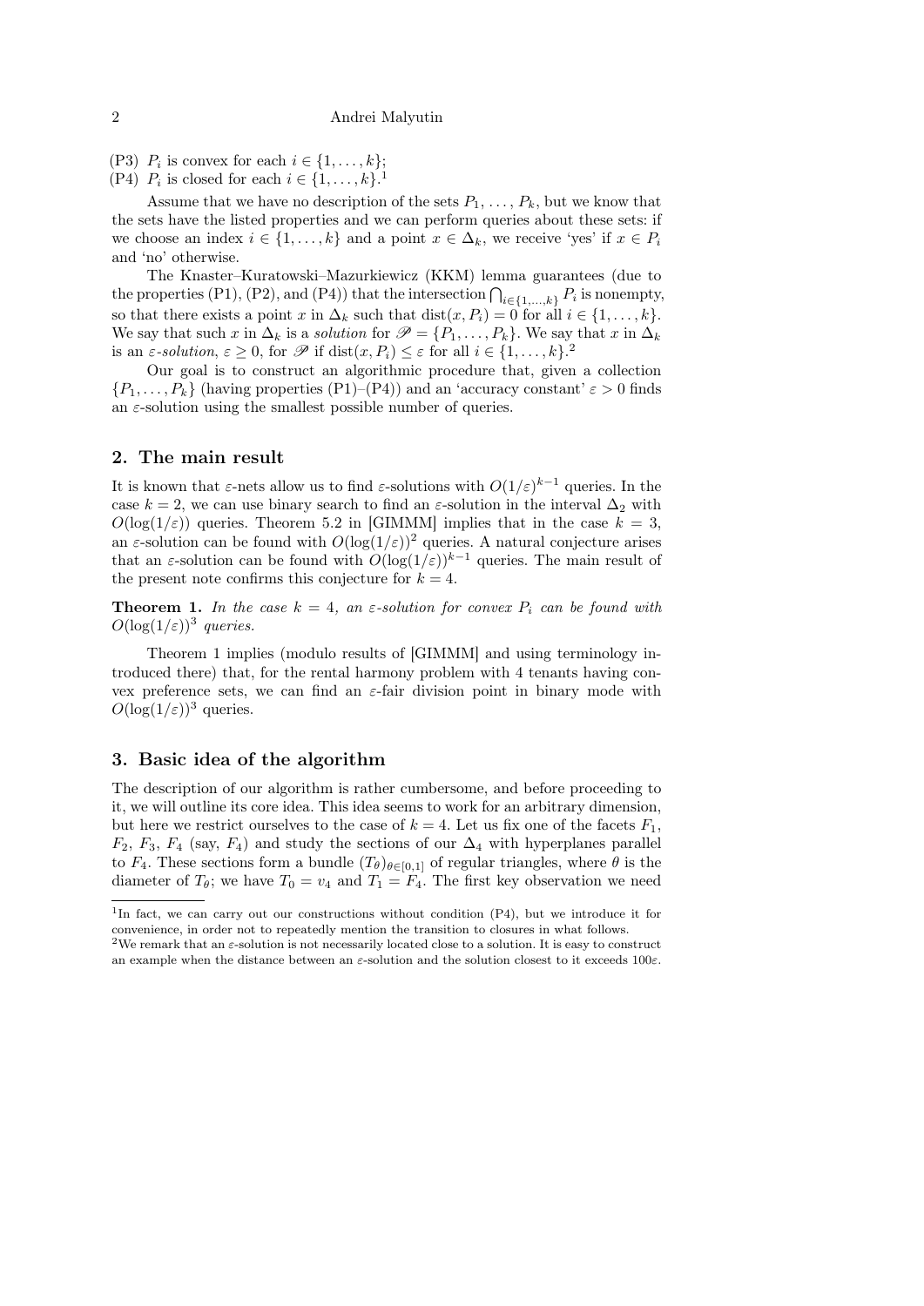(P3) $P_i$ is convex for each $i \in \{1, \dots, k\}$;
(P4) $P_i$ is closed for each $i \in \{1, \dots, k\}$.[1]

Assume that we have no description of the sets $P_1, \dots, P_k$, but we know that the sets have the listed properties and we can perform queries about these sets: if we choose an index $i \in \{1, \dots, k\}$ and a point $x \in \Delta_k$, we receive 'yes' if $x \in P_i$ and 'no' otherwise.

The Knaster–Kuratowski–Mazurkiewicz (KKM) lemma guarantees (due to the properties (P1), (P2), and (P4)) that the intersection $\bigcap_{i \in \{1,\dots,k\}} P_i$ is nonempty, so that there exists a point $x$ in $\Delta_k$ such that $\operatorname{dist}(x, P_i) = 0$ for all $i \in \{1, \dots, k\}$. We say that such $x$ in $\Delta_k$ is a *solution* for $\mathscr{P} = \{P_1, \dots, P_k\}$. We say that $x$ in $\Delta_k$ is an *$\varepsilon$-solution*, $\varepsilon \geq 0$, for $\mathscr{P}$ if $\operatorname{dist}(x, P_i) \leq \varepsilon$ for all $i \in \{1, \dots, k\}$.[2]

Our goal is to construct an algorithmic procedure that, given a collection $\{P_1, \dots, P_k\}$ (having properties (P1)–(P4)) and an 'accuracy constant' $\varepsilon > 0$ finds an $\varepsilon$-solution using the smallest possible number of queries.

## 2. The main result

It is known that $\varepsilon$-nets allow us to find $\varepsilon$-solutions with $O(1/\varepsilon)^{k-1}$ queries. In the case $k = 2$, we can use binary search to find an $\varepsilon$-solution in the interval $\Delta_2$ with $O(\log(1/\varepsilon))$ queries. Theorem 5.2 in [GIMMM] implies that in the case $k = 3$, an $\varepsilon$-solution can be found with $O(\log(1/\varepsilon))^2$ queries. A natural conjecture arises that an $\varepsilon$-solution can be found with $O(\log(1/\varepsilon))^{k-1}$ queries. The main result of the present note confirms this conjecture for $k = 4$.

**Theorem 1.** *In the case $k = 4$, an $\varepsilon$-solution for convex $P_i$ can be found with $O(\log(1/\varepsilon))^3$ queries.*

Theorem 1 implies (modulo results of [GIMMM] and using terminology introduced there) that, for the rental harmony problem with 4 tenants having convex preference sets, we can find an $\varepsilon$-fair division point in binary mode with $O(\log(1/\varepsilon))^3$ queries.

## 3. Basic idea of the algorithm

The description of our algorithm is rather cumbersome, and before proceeding to it, we will outline its core idea. This idea seems to work for an arbitrary dimension, but here we restrict ourselves to the case of $k = 4$. Let us fix one of the facets $F_1$, $F_2$, $F_3$, $F_4$ (say, $F_4$) and study the sections of our $\Delta_4$ with hyperplanes parallel to $F_4$. These sections form a bundle $(T_\theta)_{\theta \in [0,1]}$ of regular triangles, where $\theta$ is the diameter of $T_\theta$; we have $T_0 = v_4$ and $T_1 = F_4$. The first key observation we need

---

[1] In fact, we can carry out our constructions without condition (P4), but we introduce it for convenience, in order not to repeatedly mention the transition to closures in what follows.

[2] We remark that an $\varepsilon$-solution is not necessarily located close to a solution. It is easy to construct an example when the distance between an $\varepsilon$-solution and the solution closest to it exceeds $100\varepsilon$.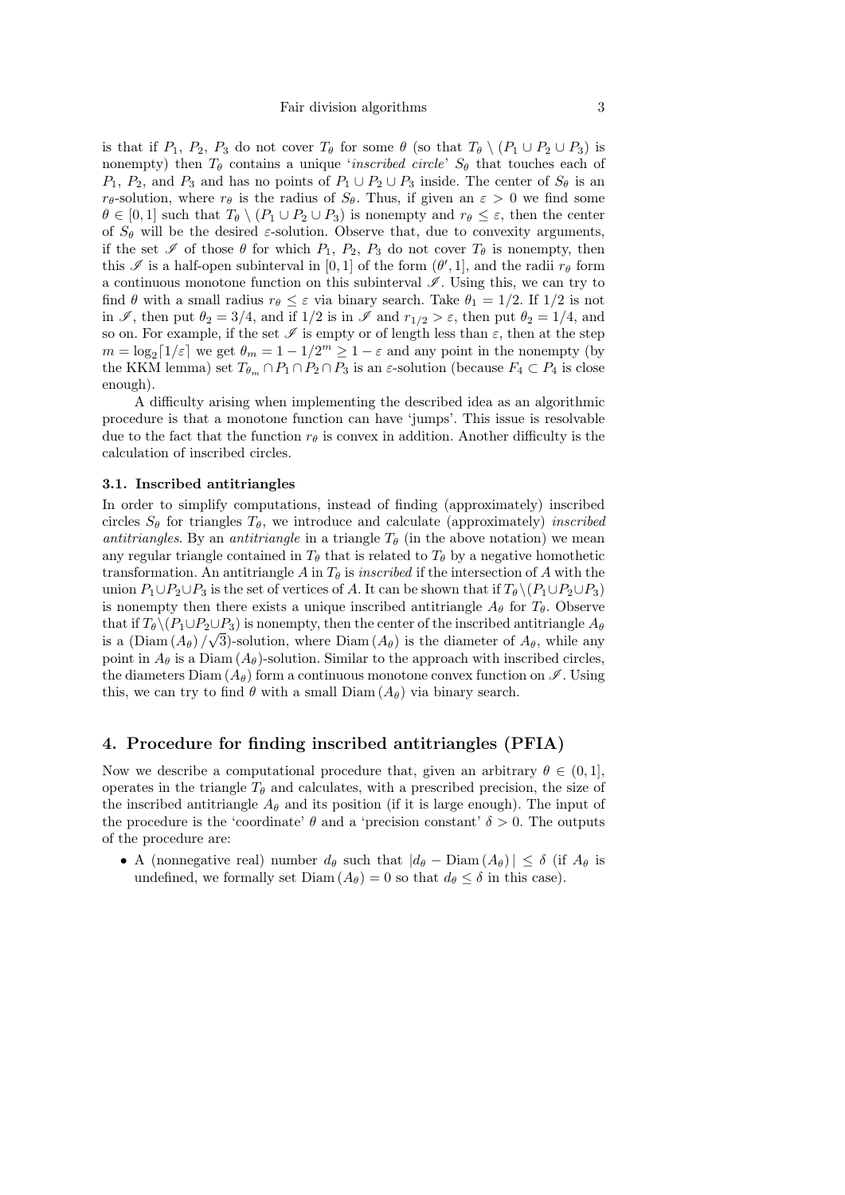is that if $P_1$, $P_2$, $P_3$ do not cover $T_\theta$ for some $\theta$ (so that $T_\theta \setminus (P_1 \cup P_2 \cup P_3)$ is nonempty) then $T_\theta$ contains a unique '*inscribed circle*' $S_\theta$ that touches each of $P_1$, $P_2$, and $P_3$ and has no points of $P_1 \cup P_2 \cup P_3$ inside. The center of $S_\theta$ is an $r_\theta$-solution, where $r_\theta$ is the radius of $S_\theta$. Thus, if given an $\varepsilon > 0$ we find some $\theta \in [0,1]$ such that $T_\theta \setminus (P_1 \cup P_2 \cup P_3)$ is nonempty and $r_\theta \le \varepsilon$, then the center of $S_\theta$ will be the desired $\varepsilon$-solution. Observe that, due to convexity arguments, if the set $\mathscr{I}$ of those $\theta$ for which $P_1$, $P_2$, $P_3$ do not cover $T_\theta$ is nonempty, then this $\mathscr{I}$ is a half-open subinterval in $[0,1]$ of the form $(\theta', 1]$, and the radii $r_\theta$ form a continuous monotone function on this subinterval $\mathscr{I}$. Using this, we can try to find $\theta$ with a small radius $r_\theta \le \varepsilon$ via binary search. Take $\theta_1 = 1/2$. If $1/2$ is not in $\mathscr{I}$, then put $\theta_2 = 3/4$, and if $1/2$ is in $\mathscr{I}$ and $r_{1/2} > \varepsilon$, then put $\theta_2 = 1/4$, and so on. For example, if the set $\mathscr{I}$ is empty or of length less than $\varepsilon$, then at the step $m = \log_2\lceil 1/\varepsilon \rceil$ we get $\theta_m = 1 - 1/2^m \ge 1 - \varepsilon$ and any point in the nonempty (by the KKM lemma) set $T_{\theta_m} \cap P_1 \cap P_2 \cap P_3$ is an $\varepsilon$-solution (because $F_4 \subset P_4$ is close enough).

A difficulty arising when implementing the described idea as an algorithmic procedure is that a monotone function can have 'jumps'. This issue is resolvable due to the fact that the function $r_\theta$ is convex in addition. Another difficulty is the calculation of inscribed circles.

### 3.1. Inscribed antitriangles

In order to simplify computations, instead of finding (approximately) inscribed circles $S_\theta$ for triangles $T_\theta$, we introduce and calculate (approximately) *inscribed antitriangles*. By an *antitriangle* in a triangle $T_\theta$ (in the above notation) we mean any regular triangle contained in $T_\theta$ that is related to $T_\theta$ by a negative homothetic transformation. An antitriangle $A$ in $T_\theta$ is *inscribed* if the intersection of $A$ with the union $P_1 \cup P_2 \cup P_3$ is the set of vertices of $A$. It can be shown that if $T_\theta \setminus (P_1 \cup P_2 \cup P_3)$ is nonempty then there exists a unique inscribed antitriangle $A_\theta$ for $T_\theta$. Observe that if $T_\theta \setminus (P_1 \cup P_2 \cup P_3)$ is nonempty, then the center of the inscribed antitriangle $A_\theta$ is a $(\mathrm{Diam}\,(A_\theta)/\sqrt{3})$-solution, where $\mathrm{Diam}\,(A_\theta)$ is the diameter of $A_\theta$, while any point in $A_\theta$ is a $\mathrm{Diam}\,(A_\theta)$-solution. Similar to the approach with inscribed circles, the diameters $\mathrm{Diam}\,(A_\theta)$ form a continuous monotone convex function on $\mathscr{I}$. Using this, we can try to find $\theta$ with a small $\mathrm{Diam}\,(A_\theta)$ via binary search.

## 4. Procedure for finding inscribed antitriangles (PFIA)

Now we describe a computational procedure that, given an arbitrary $\theta \in (0,1]$, operates in the triangle $T_\theta$ and calculates, with a prescribed precision, the size of the inscribed antitriangle $A_\theta$ and its position (if it is large enough). The input of the procedure is the 'coordinate' $\theta$ and a 'precision constant' $\delta > 0$. The outputs of the procedure are:

- A (nonnegative real) number $d_\theta$ such that $|d_\theta - \mathrm{Diam}\,(A_\theta)| \le \delta$ (if $A_\theta$ is undefined, we formally set $\mathrm{Diam}\,(A_\theta) = 0$ so that $d_\theta \le \delta$ in this case).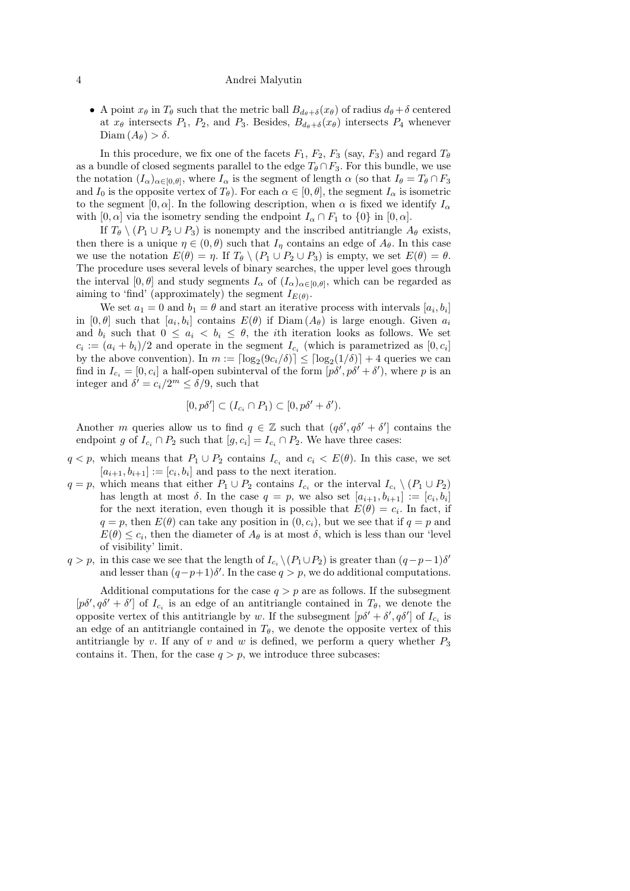- A point $x_\theta$ in $T_\theta$ such that the metric ball $B_{d_\theta+\delta}(x_\theta)$ of radius $d_\theta+\delta$ centered at $x_\theta$ intersects $P_1$, $P_2$, and $P_3$. Besides, $B_{d_\theta+\delta}(x_\theta)$ intersects $P_4$ whenever $\operatorname{Diam}(A_\theta) > \delta$.

In this procedure, we fix one of the facets $F_1$, $F_2$, $F_3$ (say, $F_3$) and regard $T_\theta$ as a bundle of closed segments parallel to the edge $T_\theta \cap F_3$. For this bundle, we use the notation $(I_\alpha)_{\alpha\in[0,\theta]}$, where $I_\alpha$ is the segment of length $\alpha$ (so that $I_\theta = T_\theta \cap F_3$ and $I_0$ is the opposite vertex of $T_\theta$). For each $\alpha \in [0,\theta]$, the segment $I_\alpha$ is isometric to the segment $[0,\alpha]$. In the following description, when $\alpha$ is fixed we identify $I_\alpha$ with $[0,\alpha]$ via the isometry sending the endpoint $I_\alpha \cap F_1$ to $\{0\}$ in $[0,\alpha]$.

If $T_\theta \setminus (P_1 \cup P_2 \cup P_3)$ is nonempty and the inscribed antitriangle $A_\theta$ exists, then there is a unique $\eta \in (0,\theta)$ such that $I_\eta$ contains an edge of $A_\theta$. In this case we use the notation $E(\theta) = \eta$. If $T_\theta \setminus (P_1 \cup P_2 \cup P_3)$ is empty, we set $E(\theta) = \theta$. The procedure uses several levels of binary searches, the upper level goes through the interval $[0,\theta]$ and study segments $I_\alpha$ of $(I_\alpha)_{\alpha\in[0,\theta]}$, which can be regarded as aiming to 'find' (approximately) the segment $I_{E(\theta)}$.

We set $a_1 = 0$ and $b_1 = \theta$ and start an iterative process with intervals $[a_i, b_i]$ in $[0,\theta]$ such that $[a_i, b_i]$ contains $E(\theta)$ if $\operatorname{Diam}(A_\theta)$ is large enough. Given $a_i$ and $b_i$ such that $0 \le a_i < b_i \le \theta$, the $i$th iteration looks as follows. We set $c_i := (a_i + b_i)/2$ and operate in the segment $I_{c_i}$ (which is parametrized as $[0, c_i]$ by the above convention). In $m := \lceil \log_2(9c_i/\delta) \rceil \le \lceil \log_2(1/\delta) \rceil + 4$ queries we can find in $I_{c_i} = [0, c_i]$ a half-open subinterval of the form $[p\delta', p\delta' + \delta')$, where $p$ is an integer and $\delta' = c_i/2^m \le \delta/9$, such that

$$[0, p\delta'] \subset (I_{c_i} \cap P_1) \subset [0, p\delta' + \delta').$$

Another $m$ queries allow us to find $q \in \mathbb{Z}$ such that $(q\delta', q\delta' + \delta']$ contains the endpoint $g$ of $I_{c_i} \cap P_2$ such that $[g, c_i] = I_{c_i} \cap P_2$. We have three cases:

- $q < p$, which means that $P_1 \cup P_2$ contains $I_{c_i}$ and $c_i < E(\theta)$. In this case, we set $[a_{i+1}, b_{i+1}] := [c_i, b_i]$ and pass to the next iteration.
- $q = p$, which means that either $P_1 \cup P_2$ contains $I_{c_i}$ or the interval $I_{c_i} \setminus (P_1 \cup P_2)$ has length at most $\delta$. In the case $q = p$, we also set $[a_{i+1}, b_{i+1}] := [c_i, b_i]$ for the next iteration, even though it is possible that $E(\theta) = c_i$. In fact, if $q = p$, then $E(\theta)$ can take any position in $(0, c_i)$, but we see that if $q = p$ and $E(\theta) \le c_i$, then the diameter of $A_\theta$ is at most $\delta$, which is less than our 'level of visibility' limit.
- $q > p$, in this case we see that the length of $I_{c_i} \setminus (P_1 \cup P_2)$ is greater than $(q-p-1)\delta'$ and lesser than $(q-p+1)\delta'$. In the case $q > p$, we do additional computations.

Additional computations for the case $q > p$ are as follows. If the subsegment $[p\delta', q\delta' + \delta']$ of $I_{c_i}$ is an edge of an antitriangle contained in $T_\theta$, we denote the opposite vertex of this antitriangle by $w$. If the subsegment $[p\delta' + \delta', q\delta']$ of $I_{c_i}$ is an edge of an antitriangle contained in $T_\theta$, we denote the opposite vertex of this antitriangle by $v$. If any of $v$ and $w$ is defined, we perform a query whether $P_3$ contains it. Then, for the case $q > p$, we introduce three subcases: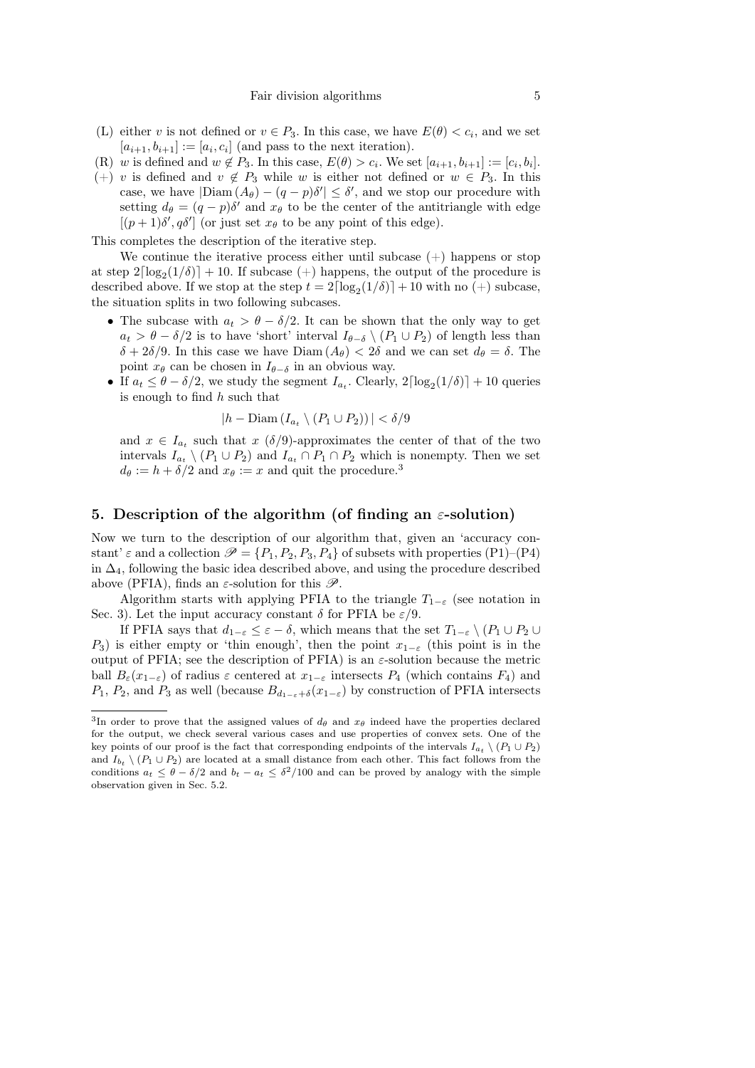(L) either $v$ is not defined or $v \in P_3$. In this case, we have $E(\theta) < c_i$, and we set $[a_{i+1}, b_{i+1}] := [a_i, c_i]$ (and pass to the next iteration).

(R) $w$ is defined and $w \notin P_3$. In this case, $E(\theta) > c_i$. We set $[a_{i+1}, b_{i+1}] := [c_i, b_i]$.

(+) $v$ is defined and $v \notin P_3$ while $w$ is either not defined or $w \in P_3$. In this case, we have $|\mathrm{Diam}\,(A_\theta) - (q-p)\delta'| \le \delta'$, and we stop our procedure with setting $d_\theta = (q-p)\delta'$ and $x_\theta$ to be the center of the antitriangle with edge $[(p+1)\delta', q\delta']$ (or just set $x_\theta$ to be any point of this edge).

This completes the description of the iterative step.

We continue the iterative process either until subcase (+) happens or stop at step $2\lceil \log_2(1/\delta) \rceil + 10$. If subcase (+) happens, the output of the procedure is described above. If we stop at the step $t = 2\lceil \log_2(1/\delta) \rceil + 10$ with no (+) subcase, the situation splits in two following subcases.

- The subcase with $a_t > \theta - \delta/2$. It can be shown that the only way to get $a_t > \theta - \delta/2$ is to have 'short' interval $I_{\theta-\delta} \setminus (P_1 \cup P_2)$ of length less than $\delta + 2\delta/9$. In this case we have $\mathrm{Diam}\,(A_\theta) < 2\delta$ and we can set $d_\theta = \delta$. The point $x_\theta$ can be chosen in $I_{\theta-\delta}$ in an obvious way.
- If $a_t \le \theta - \delta/2$, we study the segment $I_{a_t}$. Clearly, $2\lceil \log_2(1/\delta) \rceil + 10$ queries is enough to find $h$ such that

$$|h - \mathrm{Diam}\,(I_{a_t} \setminus (P_1 \cup P_2))| < \delta/9$$

and $x \in I_{a_t}$ such that $x$ ($\delta/9$)-approximates the center of that of the two intervals $I_{a_t} \setminus (P_1 \cup P_2)$ and $I_{a_t} \cap P_1 \cap P_2$ which is nonempty. Then we set $d_\theta := h + \delta/2$ and $x_\theta := x$ and quit the procedure.[3]

## 5. Description of the algorithm (of finding an $\varepsilon$-solution)

Now we turn to the description of our algorithm that, given an 'accuracy constant' $\varepsilon$ and a collection $\mathscr{P} = \{P_1, P_2, P_3, P_4\}$ of subsets with properties (P1)–(P4) in $\Delta_4$, following the basic idea described above, and using the procedure described above (PFIA), finds an $\varepsilon$-solution for this $\mathscr{P}$.

Algorithm starts with applying PFIA to the triangle $T_{1-\varepsilon}$ (see notation in Sec. 3). Let the input accuracy constant $\delta$ for PFIA be $\varepsilon/9$.

If PFIA says that $d_{1-\varepsilon} \le \varepsilon - \delta$, which means that the set $T_{1-\varepsilon} \setminus (P_1 \cup P_2 \cup P_3)$ is either empty or 'thin enough', then the point $x_{1-\varepsilon}$ (this point is in the output of PFIA; see the description of PFIA) is an $\varepsilon$-solution because the metric ball $B_\varepsilon(x_{1-\varepsilon})$ of radius $\varepsilon$ centered at $x_{1-\varepsilon}$ intersects $P_4$ (which contains $F_4$) and $P_1$, $P_2$, and $P_3$ as well (because $B_{d_{1-\varepsilon}+\delta}(x_{1-\varepsilon})$ by construction of PFIA intersects

---

[3] In order to prove that the assigned values of $d_\theta$ and $x_\theta$ indeed have the properties declared for the output, we check several various cases and use properties of convex sets. One of the key points of our proof is the fact that corresponding endpoints of the intervals $I_{a_t} \setminus (P_1 \cup P_2)$ and $I_{b_t} \setminus (P_1 \cup P_2)$ are located at a small distance from each other. This fact follows from the conditions $a_t \le \theta - \delta/2$ and $b_t - a_t \le \delta^2/100$ and can be proved by analogy with the simple observation given in Sec. 5.2.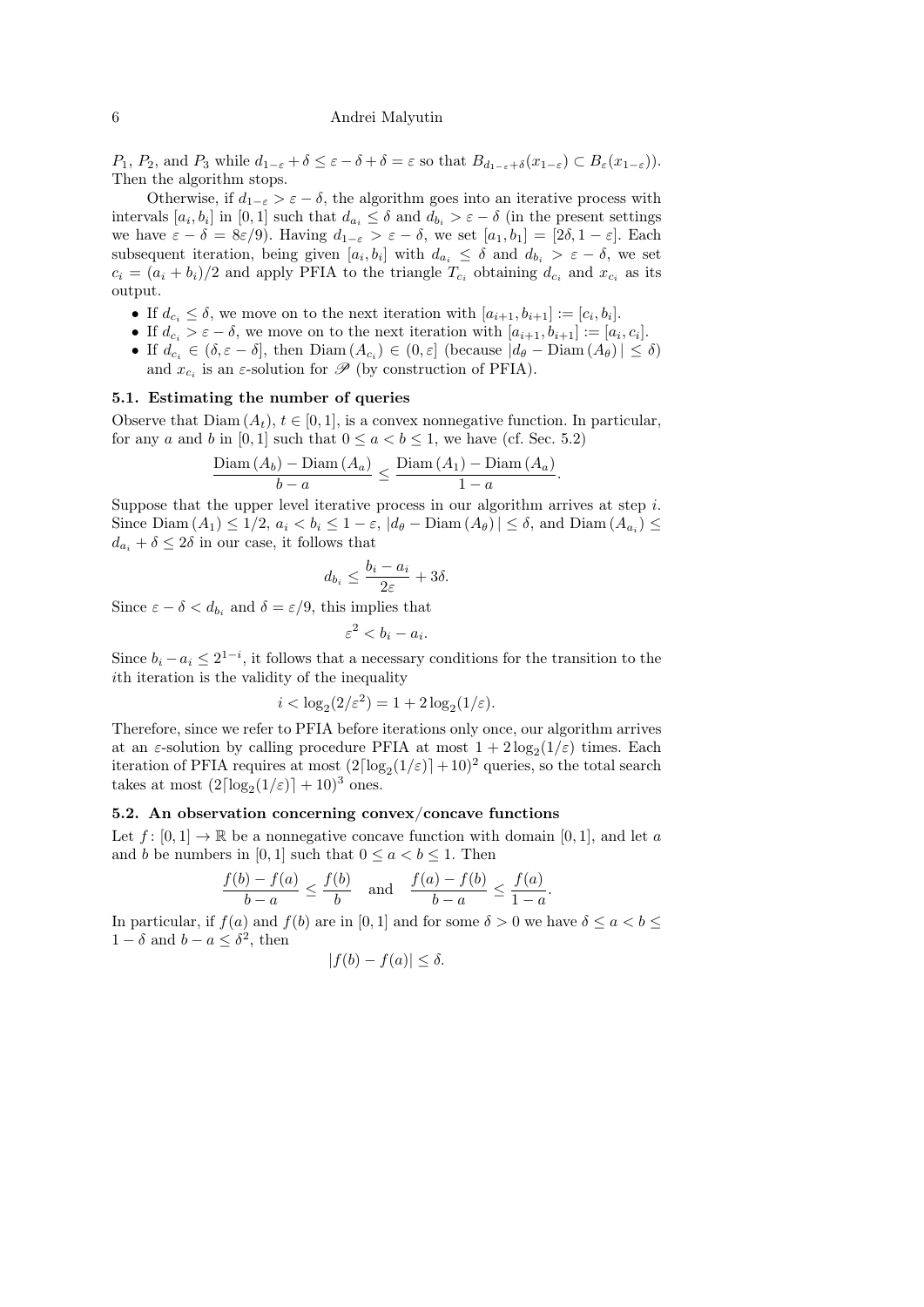$P_1$, $P_2$, and $P_3$ while $d_{1-\varepsilon} + \delta \leq \varepsilon - \delta + \delta = \varepsilon$ so that $B_{d_{1-\varepsilon}+\delta}(x_{1-\varepsilon}) \subset B_\varepsilon(x_{1-\varepsilon})$). Then the algorithm stops.

Otherwise, if $d_{1-\varepsilon} > \varepsilon - \delta$, the algorithm goes into an iterative process with intervals $[a_i, b_i]$ in $[0,1]$ such that $d_{a_i} \leq \delta$ and $d_{b_i} > \varepsilon - \delta$ (in the present settings we have $\varepsilon - \delta = 8\varepsilon/9$). Having $d_{1-\varepsilon} > \varepsilon - \delta$, we set $[a_1, b_1] = [2\delta, 1-\varepsilon]$. Each subsequent iteration, being given $[a_i, b_i]$ with $d_{a_i} \leq \delta$ and $d_{b_i} > \varepsilon - \delta$, we set $c_i = (a_i + b_i)/2$ and apply PFIA to the triangle $T_{c_i}$ obtaining $d_{c_i}$ and $x_{c_i}$ as its output.

- If $d_{c_i} \leq \delta$, we move on to the next iteration with $[a_{i+1}, b_{i+1}] := [c_i, b_i]$.
- If $d_{c_i} > \varepsilon - \delta$, we move on to the next iteration with $[a_{i+1}, b_{i+1}] := [a_i, c_i]$.
- If $d_{c_i} \in (\delta, \varepsilon - \delta]$, then $\operatorname{Diam}(A_{c_i}) \in (0, \varepsilon]$ (because $|d_\theta - \operatorname{Diam}(A_\theta)| \leq \delta$) and $x_{c_i}$ is an $\varepsilon$-solution for $\mathscr{P}$ (by construction of PFIA).

### 5.1. Estimating the number of queries

Observe that $\operatorname{Diam}(A_t)$, $t \in [0,1]$, is a convex nonnegative function. In particular, for any $a$ and $b$ in $[0,1]$ such that $0 \leq a < b \leq 1$, we have (cf. Sec. 5.2)

$$\frac{\operatorname{Diam}(A_b) - \operatorname{Diam}(A_a)}{b - a} \leq \frac{\operatorname{Diam}(A_1) - \operatorname{Diam}(A_a)}{1 - a}.$$

Suppose that the upper level iterative process in our algorithm arrives at step $i$. Since $\operatorname{Diam}(A_1) \leq 1/2$, $a_i < b_i \leq 1 - \varepsilon$, $|d_\theta - \operatorname{Diam}(A_\theta)| \leq \delta$, and $\operatorname{Diam}(A_{a_i}) \leq d_{a_i} + \delta \leq 2\delta$ in our case, it follows that

$$d_{b_i} \leq \frac{b_i - a_i}{2\varepsilon} + 3\delta.$$

Since $\varepsilon - \delta < d_{b_i}$ and $\delta = \varepsilon/9$, this implies that

$$\varepsilon^2 < b_i - a_i.$$

Since $b_i - a_i \leq 2^{1-i}$, it follows that a necessary conditions for the transition to the $i$th iteration is the validity of the inequality

$$i < \log_2(2/\varepsilon^2) = 1 + 2\log_2(1/\varepsilon).$$

Therefore, since we refer to PFIA before iterations only once, our algorithm arrives at an $\varepsilon$-solution by calling procedure PFIA at most $1 + 2\log_2(1/\varepsilon)$ times. Each iteration of PFIA requires at most $(2\lceil \log_2(1/\varepsilon) \rceil + 10)^2$ queries, so the total search takes at most $(2\lceil \log_2(1/\varepsilon) \rceil + 10)^3$ ones.

### 5.2. An observation concerning convex/concave functions

Let $f\colon [0,1] \to \mathbb{R}$ be a nonnegative concave function with domain $[0,1]$, and let $a$ and $b$ be numbers in $[0,1]$ such that $0 \leq a < b \leq 1$. Then

$$\frac{f(b) - f(a)}{b - a} \leq \frac{f(b)}{b} \quad \text{and} \quad \frac{f(a) - f(b)}{b - a} \leq \frac{f(a)}{1 - a}.$$

In particular, if $f(a)$ and $f(b)$ are in $[0,1]$ and for some $\delta > 0$ we have $\delta \leq a < b \leq 1 - \delta$ and $b - a \leq \delta^2$, then

$$|f(b) - f(a)| \leq \delta.$$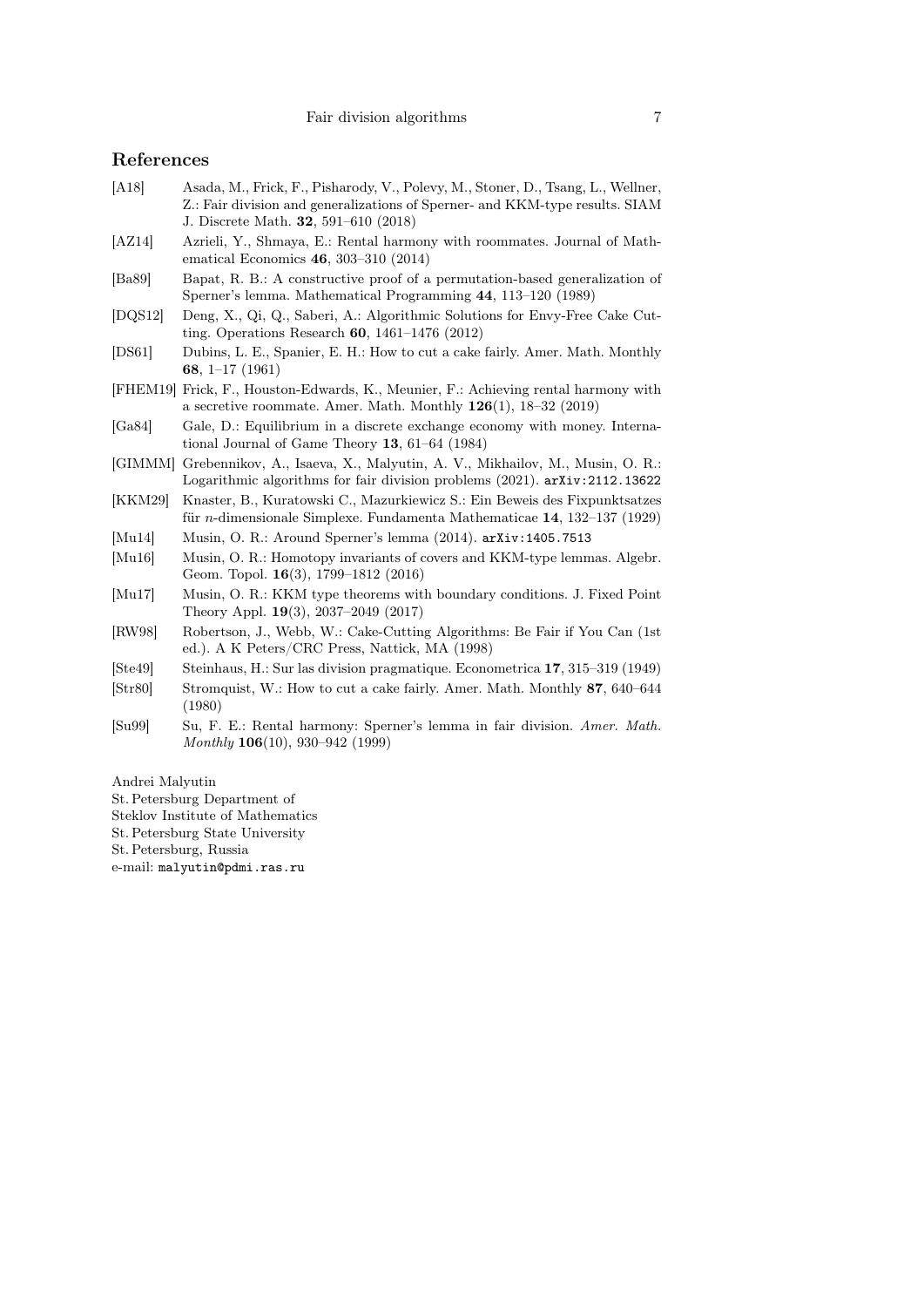## References

- [A18] Asada, M., Frick, F., Pisharody, V., Polevy, M., Stoner, D., Tsang, L., Wellner, Z.: Fair division and generalizations of Sperner- and KKM-type results. SIAM J. Discrete Math. **32**, 591–610 (2018)
- [AZ14] Azrieli, Y., Shmaya, E.: Rental harmony with roommates. Journal of Mathematical Economics **46**, 303–310 (2014)
- [Ba89] Bapat, R. B.: A constructive proof of a permutation-based generalization of Sperner's lemma. Mathematical Programming **44**, 113–120 (1989)
- [DQS12] Deng, X., Qi, Q., Saberi, A.: Algorithmic Solutions for Envy-Free Cake Cutting. Operations Research **60**, 1461–1476 (2012)
- [DS61] Dubins, L. E., Spanier, E. H.: How to cut a cake fairly. Amer. Math. Monthly **68**, 1–17 (1961)
- [FHEM19] Frick, F., Houston-Edwards, K., Meunier, F.: Achieving rental harmony with a secretive roommate. Amer. Math. Monthly **126**(1), 18–32 (2019)
- [Ga84] Gale, D.: Equilibrium in a discrete exchange economy with money. International Journal of Game Theory **13**, 61–64 (1984)
- [GIMMM] Grebennikov, A., Isaeva, X., Malyutin, A. V., Mikhailov, M., Musin, O. R.: Logarithmic algorithms for fair division problems (2021). `arXiv:2112.13622`
- [KKM29] Knaster, B., Kuratowski C., Mazurkiewicz S.: Ein Beweis des Fixpunktsatzes für $n$-dimensionale Simplexe. Fundamenta Mathematicae **14**, 132–137 (1929)
- [Mu14] Musin, O. R.: Around Sperner's lemma (2014). `arXiv:1405.7513`
- [Mu16] Musin, O. R.: Homotopy invariants of covers and KKM-type lemmas. Algebr. Geom. Topol. **16**(3), 1799–1812 (2016)
- [Mu17] Musin, O. R.: KKM type theorems with boundary conditions. J. Fixed Point Theory Appl. **19**(3), 2037–2049 (2017)
- [RW98] Robertson, J., Webb, W.: Cake-Cutting Algorithms: Be Fair if You Can (1st ed.). A K Peters/CRC Press, Nattick, MA (1998)
- [Ste49] Steinhaus, H.: Sur las division pragmatique. Econometrica **17**, 315–319 (1949)
- [Str80] Stromquist, W.: How to cut a cake fairly. Amer. Math. Monthly **87**, 640–644 (1980)
- [Su99] Su, F. E.: Rental harmony: Sperner's lemma in fair division. *Amer. Math. Monthly* **106**(10), 930–942 (1999)

Andrei Malyutin
St. Petersburg Department of
Steklov Institute of Mathematics
St. Petersburg State University
St. Petersburg, Russia
e-mail: `malyutin@pdmi.ras.ru`